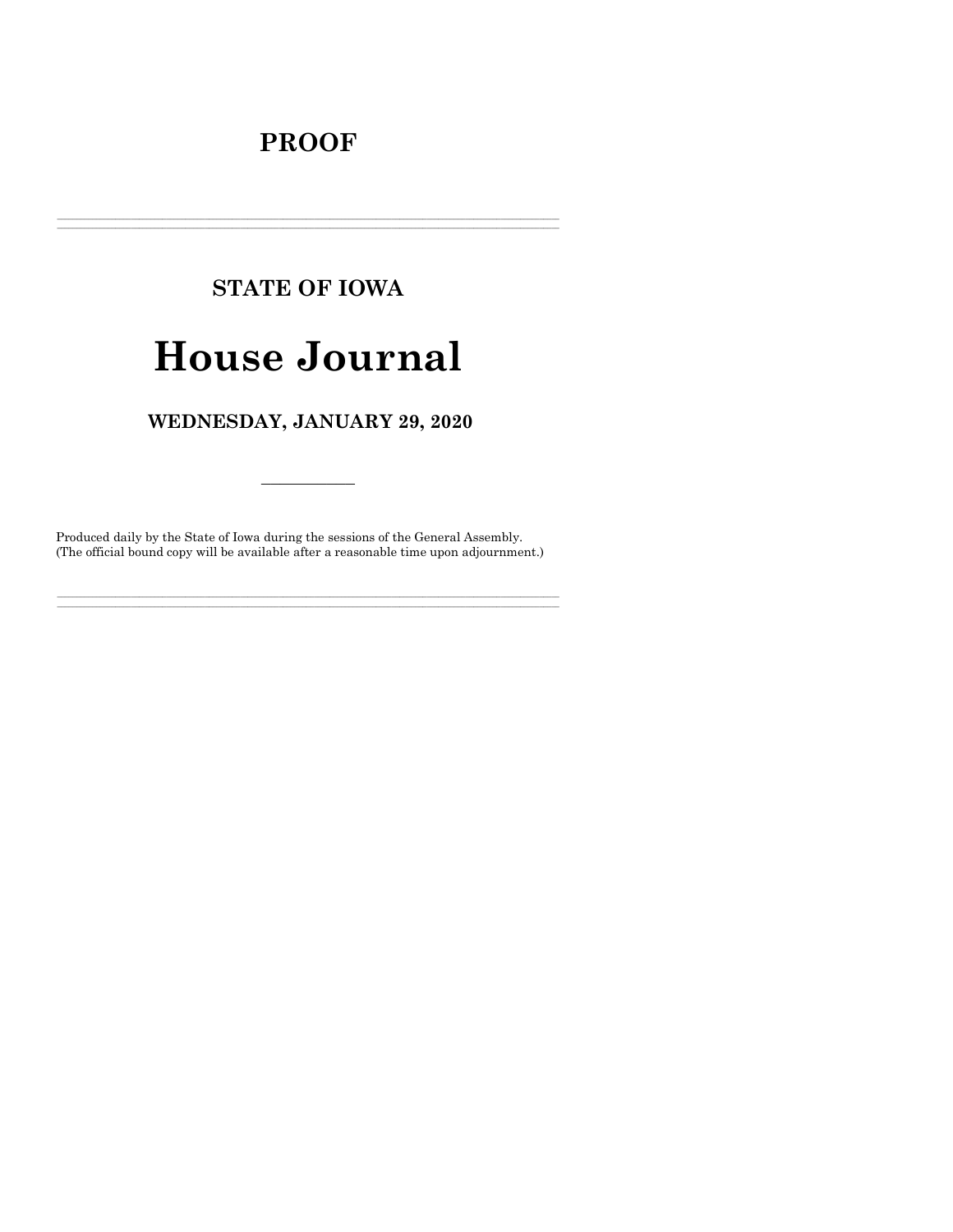# PROOF

---

## STATE OF IOWA

# House Journal

## WEDNESDAY, JANUARY 29, 2020

---

Produced daily by the State of Iowa during the sessions of the General Assembly.
(The official bound copy will be available after a reasonable time upon adjournment.)

---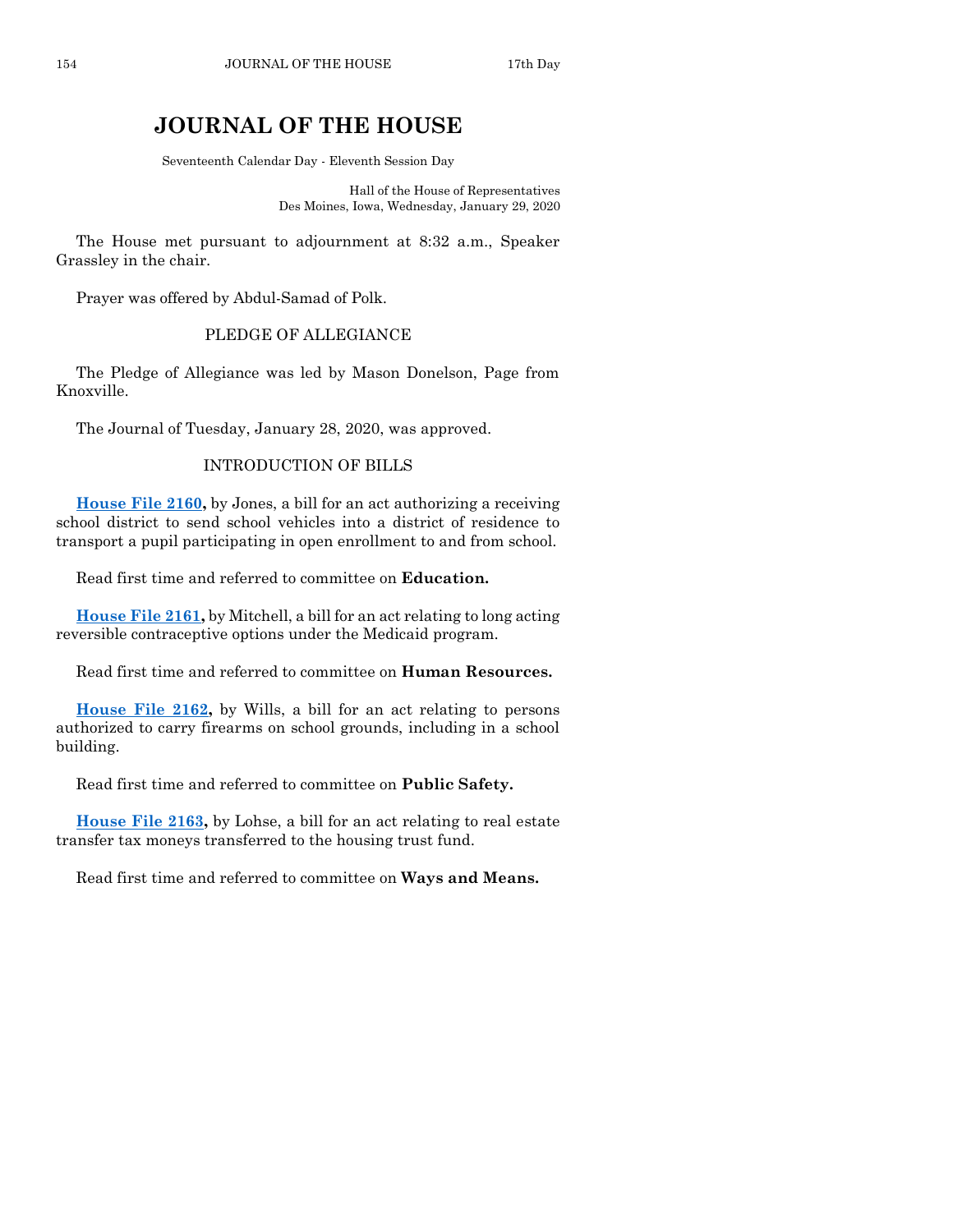# JOURNAL OF THE HOUSE

Seventeenth Calendar Day - Eleventh Session Day

Hall of the House of Representatives
Des Moines, Iowa, Wednesday, January 29, 2020

The House met pursuant to adjournment at 8:32 a.m., Speaker Grassley in the chair.

Prayer was offered by Abdul-Samad of Polk.

## PLEDGE OF ALLEGIANCE

The Pledge of Allegiance was led by Mason Donelson, Page from Knoxville.

The Journal of Tuesday, January 28, 2020, was approved.

## INTRODUCTION OF BILLS

**House File 2160,** by Jones, a bill for an act authorizing a receiving school district to send school vehicles into a district of residence to transport a pupil participating in open enrollment to and from school.

Read first time and referred to committee on **Education.**

**House File 2161,** by Mitchell, a bill for an act relating to long acting reversible contraceptive options under the Medicaid program.

Read first time and referred to committee on **Human Resources.**

**House File 2162,** by Wills, a bill for an act relating to persons authorized to carry firearms on school grounds, including in a school building.

Read first time and referred to committee on **Public Safety.**

**House File 2163,** by Lohse, a bill for an act relating to real estate transfer tax moneys transferred to the housing trust fund.

Read first time and referred to committee on **Ways and Means.**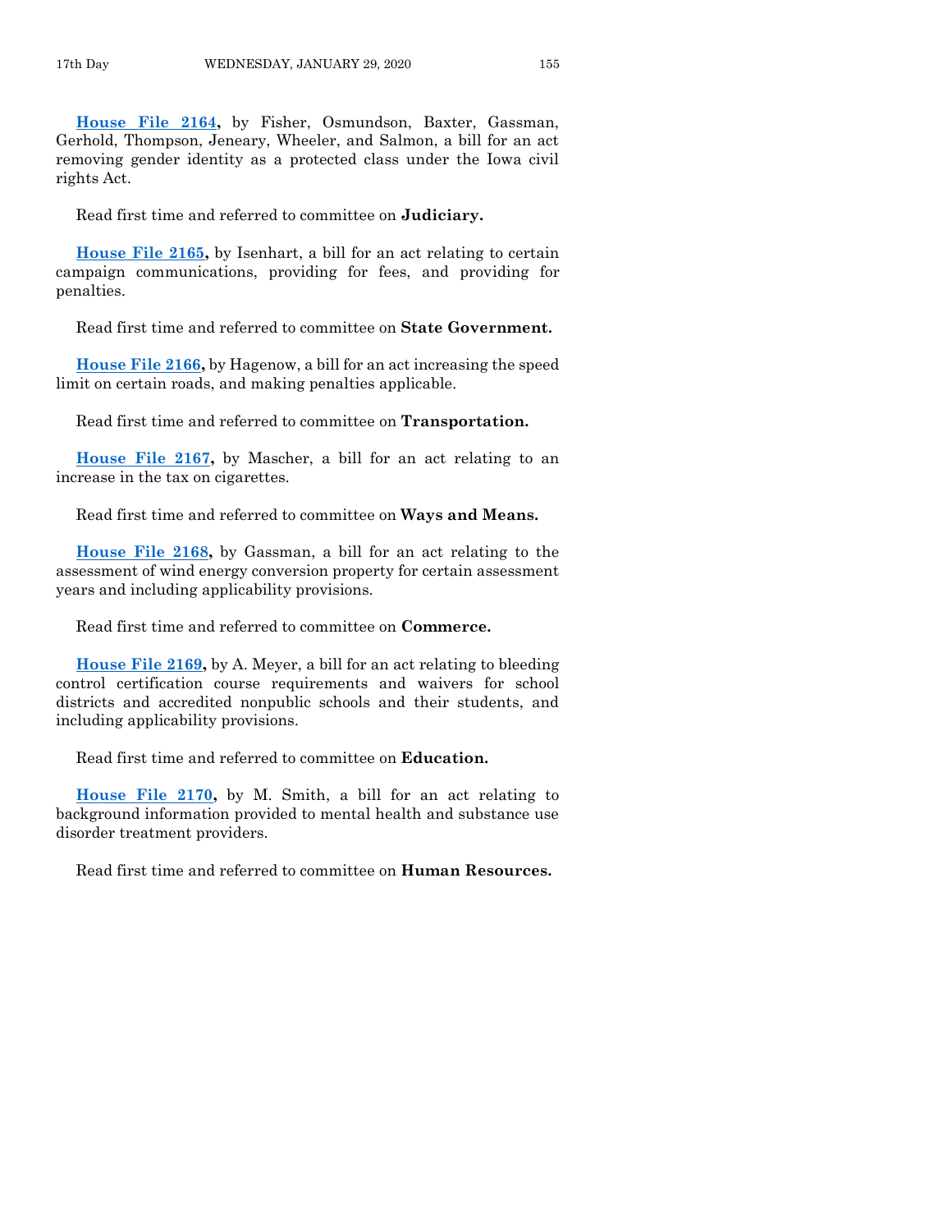**House File 2164,** by Fisher, Osmundson, Baxter, Gassman, Gerhold, Thompson, Jeneary, Wheeler, and Salmon, a bill for an act removing gender identity as a protected class under the Iowa civil rights Act.

Read first time and referred to committee on **Judiciary.**

**House File 2165,** by Isenhart, a bill for an act relating to certain campaign communications, providing for fees, and providing for penalties.

Read first time and referred to committee on **State Government.**

**House File 2166,** by Hagenow, a bill for an act increasing the speed limit on certain roads, and making penalties applicable.

Read first time and referred to committee on **Transportation.**

**House File 2167,** by Mascher, a bill for an act relating to an increase in the tax on cigarettes.

Read first time and referred to committee on **Ways and Means.**

**House File 2168,** by Gassman, a bill for an act relating to the assessment of wind energy conversion property for certain assessment years and including applicability provisions.

Read first time and referred to committee on **Commerce.**

**House File 2169,** by A. Meyer, a bill for an act relating to bleeding control certification course requirements and waivers for school districts and accredited nonpublic schools and their students, and including applicability provisions.

Read first time and referred to committee on **Education.**

**House File 2170,** by M. Smith, a bill for an act relating to background information provided to mental health and substance use disorder treatment providers.

Read first time and referred to committee on **Human Resources.**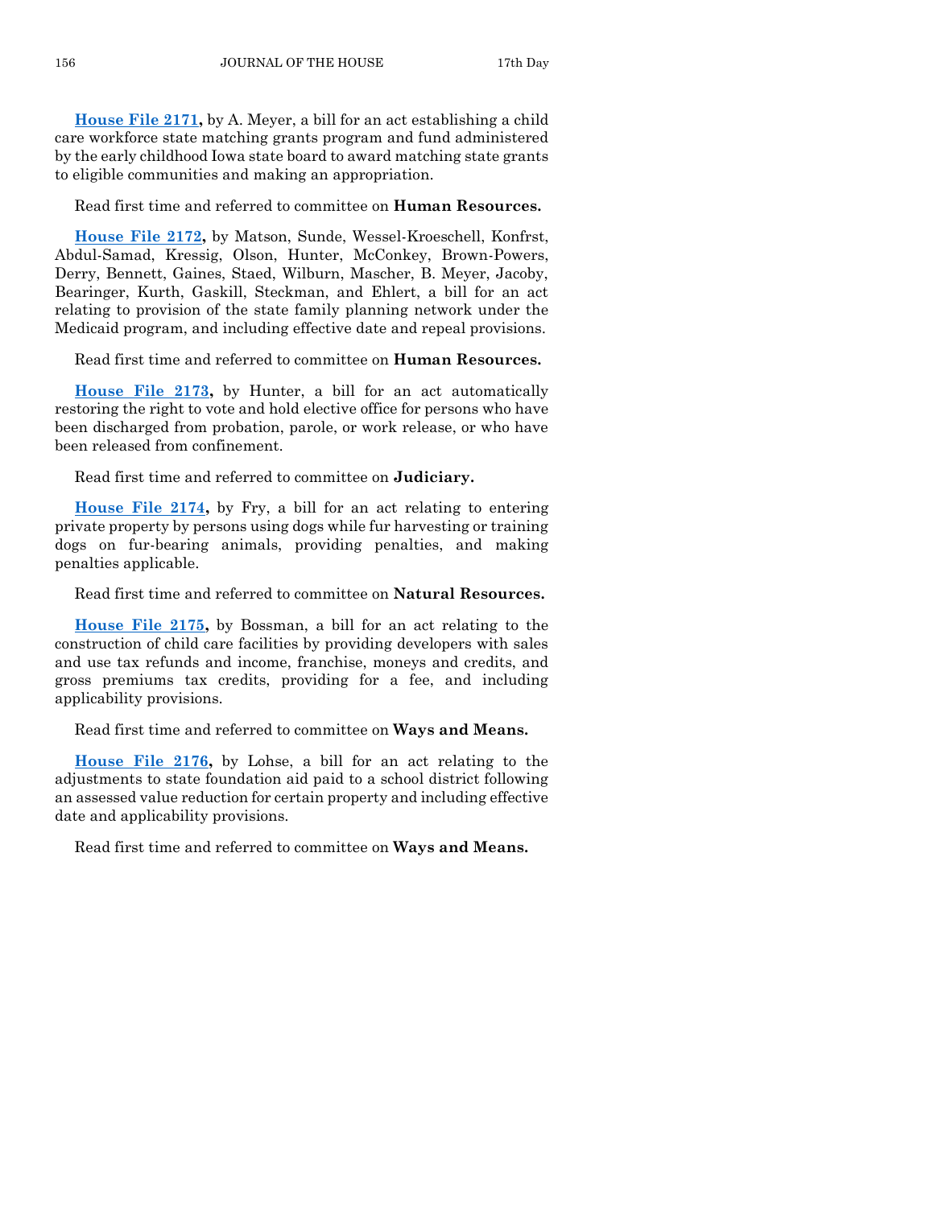**House File 2171,** by A. Meyer, a bill for an act establishing a child care workforce state matching grants program and fund administered by the early childhood Iowa state board to award matching state grants to eligible communities and making an appropriation.

Read first time and referred to committee on **Human Resources.**

**House File 2172,** by Matson, Sunde, Wessel-Kroeschell, Konfrst, Abdul-Samad, Kressig, Olson, Hunter, McConkey, Brown-Powers, Derry, Bennett, Gaines, Staed, Wilburn, Mascher, B. Meyer, Jacoby, Bearinger, Kurth, Gaskill, Steckman, and Ehlert, a bill for an act relating to provision of the state family planning network under the Medicaid program, and including effective date and repeal provisions.

Read first time and referred to committee on **Human Resources.**

**House File 2173,** by Hunter, a bill for an act automatically restoring the right to vote and hold elective office for persons who have been discharged from probation, parole, or work release, or who have been released from confinement.

Read first time and referred to committee on **Judiciary.**

**House File 2174,** by Fry, a bill for an act relating to entering private property by persons using dogs while fur harvesting or training dogs on fur-bearing animals, providing penalties, and making penalties applicable.

Read first time and referred to committee on **Natural Resources.**

**House File 2175,** by Bossman, a bill for an act relating to the construction of child care facilities by providing developers with sales and use tax refunds and income, franchise, moneys and credits, and gross premiums tax credits, providing for a fee, and including applicability provisions.

Read first time and referred to committee on **Ways and Means.**

**House File 2176,** by Lohse, a bill for an act relating to the adjustments to state foundation aid paid to a school district following an assessed value reduction for certain property and including effective date and applicability provisions.

Read first time and referred to committee on **Ways and Means.**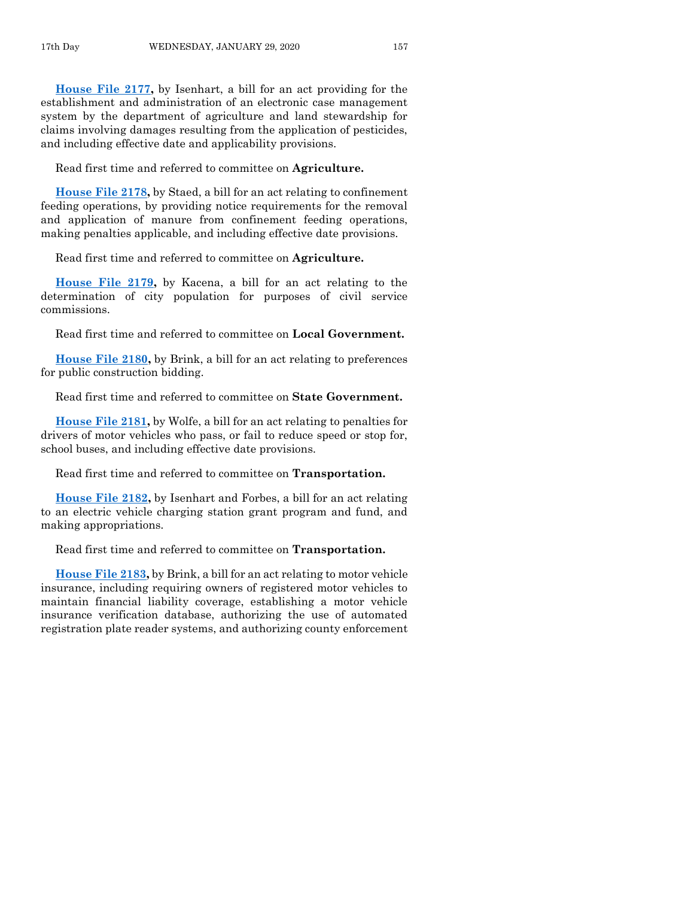**House File 2177,** by Isenhart, a bill for an act providing for the establishment and administration of an electronic case management system by the department of agriculture and land stewardship for claims involving damages resulting from the application of pesticides, and including effective date and applicability provisions.

Read first time and referred to committee on **Agriculture.**

**House File 2178,** by Staed, a bill for an act relating to confinement feeding operations, by providing notice requirements for the removal and application of manure from confinement feeding operations, making penalties applicable, and including effective date provisions.

Read first time and referred to committee on **Agriculture.**

**House File 2179,** by Kacena, a bill for an act relating to the determination of city population for purposes of civil service commissions.

Read first time and referred to committee on **Local Government.**

**House File 2180,** by Brink, a bill for an act relating to preferences for public construction bidding.

Read first time and referred to committee on **State Government.**

**House File 2181,** by Wolfe, a bill for an act relating to penalties for drivers of motor vehicles who pass, or fail to reduce speed or stop for, school buses, and including effective date provisions.

Read first time and referred to committee on **Transportation.**

**House File 2182,** by Isenhart and Forbes, a bill for an act relating to an electric vehicle charging station grant program and fund, and making appropriations.

Read first time and referred to committee on **Transportation.**

**House File 2183,** by Brink, a bill for an act relating to motor vehicle insurance, including requiring owners of registered motor vehicles to maintain financial liability coverage, establishing a motor vehicle insurance verification database, authorizing the use of automated registration plate reader systems, and authorizing county enforcement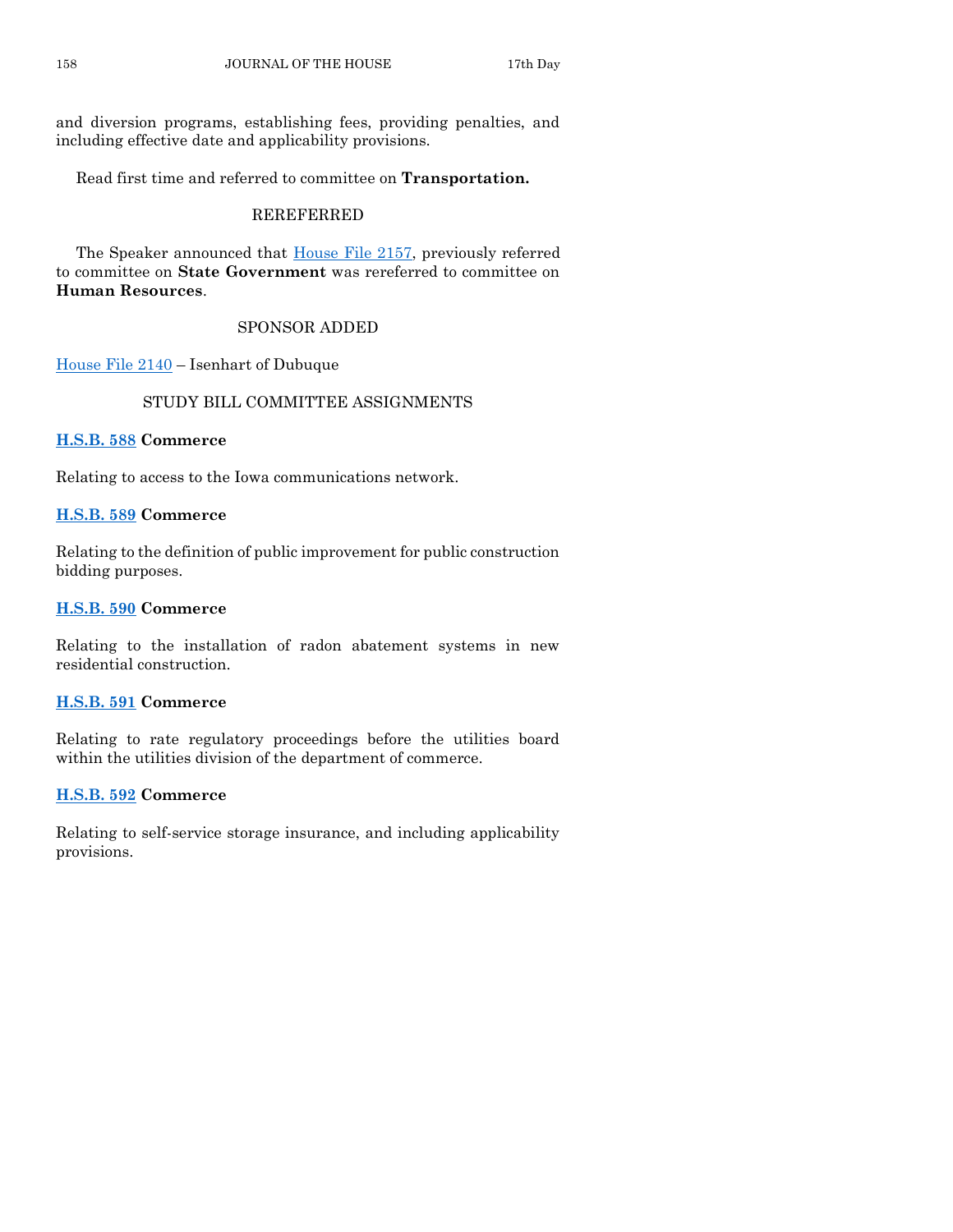and diversion programs, establishing fees, providing penalties, and including effective date and applicability provisions.

Read first time and referred to committee on **Transportation.**

## REREFERRED

The Speaker announced that House File 2157, previously referred to committee on **State Government** was rereferred to committee on **Human Resources**.

## SPONSOR ADDED

House File 2140 – Isenhart of Dubuque

## STUDY BILL COMMITTEE ASSIGNMENTS

**H.S.B. 588 Commerce**

Relating to access to the Iowa communications network.

**H.S.B. 589 Commerce**

Relating to the definition of public improvement for public construction bidding purposes.

**H.S.B. 590 Commerce**

Relating to the installation of radon abatement systems in new residential construction.

**H.S.B. 591 Commerce**

Relating to rate regulatory proceedings before the utilities board within the utilities division of the department of commerce.

**H.S.B. 592 Commerce**

Relating to self-service storage insurance, and including applicability provisions.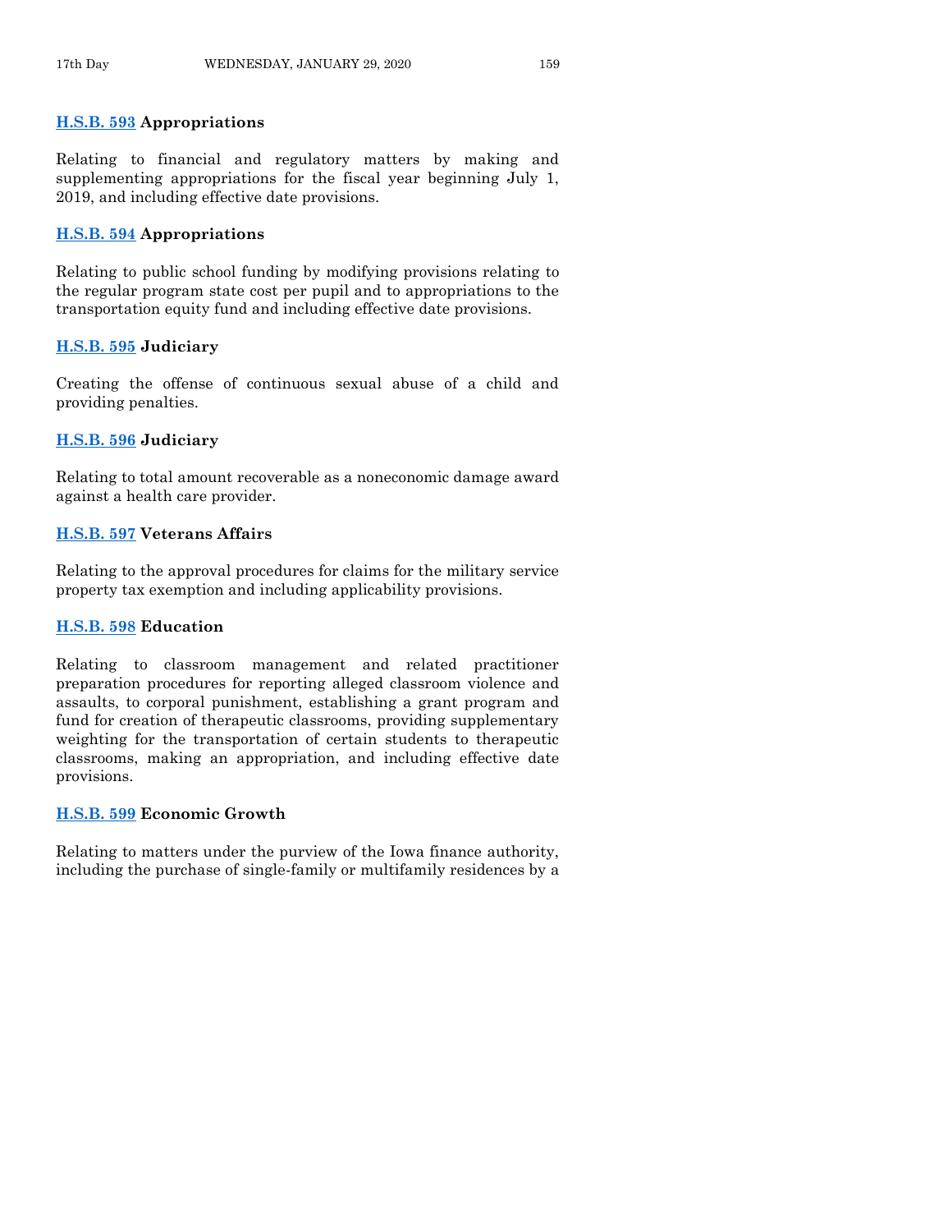**H.S.B. 593** **Appropriations**

Relating to financial and regulatory matters by making and supplementing appropriations for the fiscal year beginning July 1, 2019, and including effective date provisions.

**H.S.B. 594** **Appropriations**

Relating to public school funding by modifying provisions relating to the regular program state cost per pupil and to appropriations to the transportation equity fund and including effective date provisions.

**H.S.B. 595** **Judiciary**

Creating the offense of continuous sexual abuse of a child and providing penalties.

**H.S.B. 596** **Judiciary**

Relating to total amount recoverable as a noneconomic damage award against a health care provider.

**H.S.B. 597** **Veterans Affairs**

Relating to the approval procedures for claims for the military service property tax exemption and including applicability provisions.

**H.S.B. 598** **Education**

Relating to classroom management and related practitioner preparation procedures for reporting alleged classroom violence and assaults, to corporal punishment, establishing a grant program and fund for creation of therapeutic classrooms, providing supplementary weighting for the transportation of certain students to therapeutic classrooms, making an appropriation, and including effective date provisions.

**H.S.B. 599** **Economic Growth**

Relating to matters under the purview of the Iowa finance authority, including the purchase of single-family or multifamily residences by a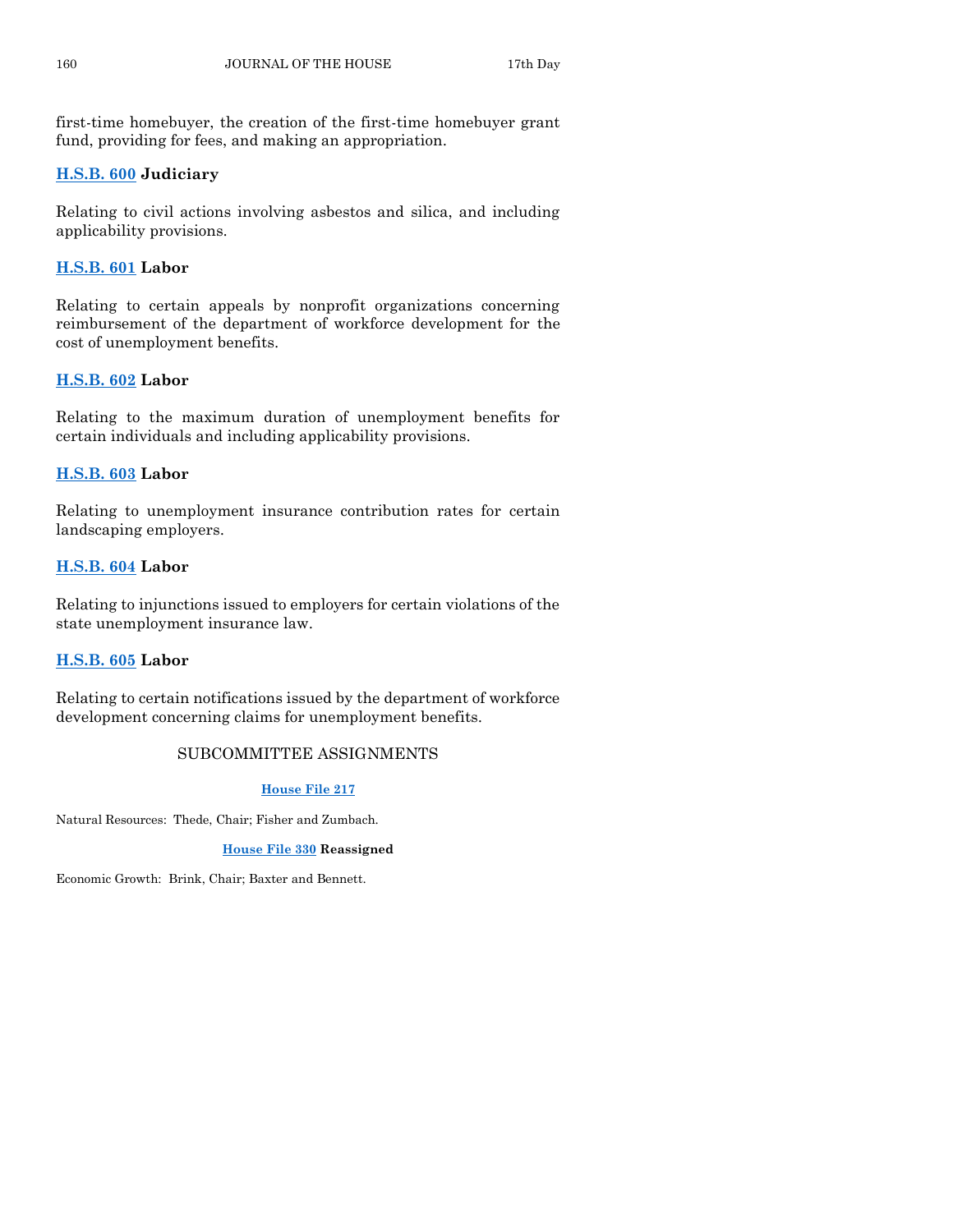first-time homebuyer, the creation of the first-time homebuyer grant fund, providing for fees, and making an appropriation.

**H.S.B. 600 Judiciary**

Relating to civil actions involving asbestos and silica, and including applicability provisions.

**H.S.B. 601 Labor**

Relating to certain appeals by nonprofit organizations concerning reimbursement of the department of workforce development for the cost of unemployment benefits.

**H.S.B. 602 Labor**

Relating to the maximum duration of unemployment benefits for certain individuals and including applicability provisions.

**H.S.B. 603 Labor**

Relating to unemployment insurance contribution rates for certain landscaping employers.

**H.S.B. 604 Labor**

Relating to injunctions issued to employers for certain violations of the state unemployment insurance law.

**H.S.B. 605 Labor**

Relating to certain notifications issued by the department of workforce development concerning claims for unemployment benefits.

## SUBCOMMITTEE ASSIGNMENTS

**House File 217**

Natural Resources: Thede, Chair; Fisher and Zumbach.

**House File 330 Reassigned**

Economic Growth: Brink, Chair; Baxter and Bennett.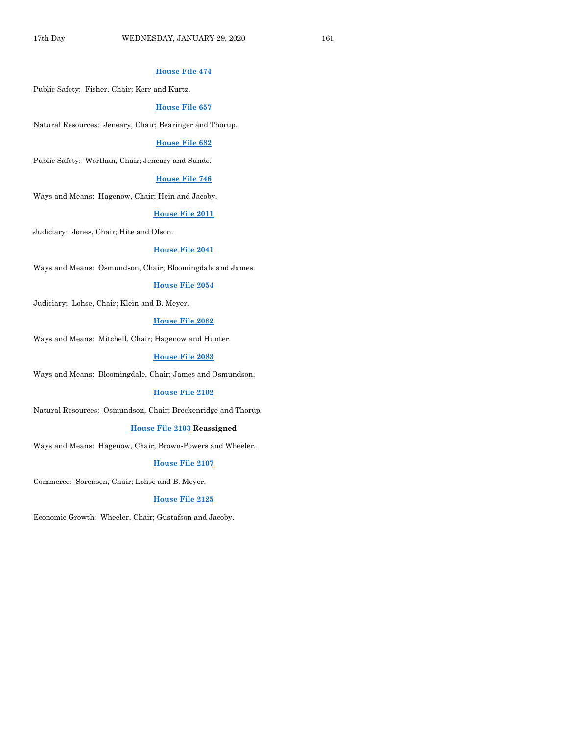**House File 474**

Public Safety: Fisher, Chair; Kerr and Kurtz.

**House File 657**

Natural Resources: Jeneary, Chair; Bearinger and Thorup.

**House File 682**

Public Safety: Worthan, Chair; Jeneary and Sunde.

**House File 746**

Ways and Means: Hagenow, Chair; Hein and Jacoby.

**House File 2011**

Judiciary: Jones, Chair; Hite and Olson.

**House File 2041**

Ways and Means: Osmundson, Chair; Bloomingdale and James.

**House File 2054**

Judiciary: Lohse, Chair; Klein and B. Meyer.

**House File 2082**

Ways and Means: Mitchell, Chair; Hagenow and Hunter.

**House File 2083**

Ways and Means: Bloomingdale, Chair; James and Osmundson.

**House File 2102**

Natural Resources: Osmundson, Chair; Breckenridge and Thorup.

**House File 2103 Reassigned**

Ways and Means: Hagenow, Chair; Brown-Powers and Wheeler.

**House File 2107**

Commerce: Sorensen, Chair; Lohse and B. Meyer.

**House File 2125**

Economic Growth: Wheeler, Chair; Gustafson and Jacoby.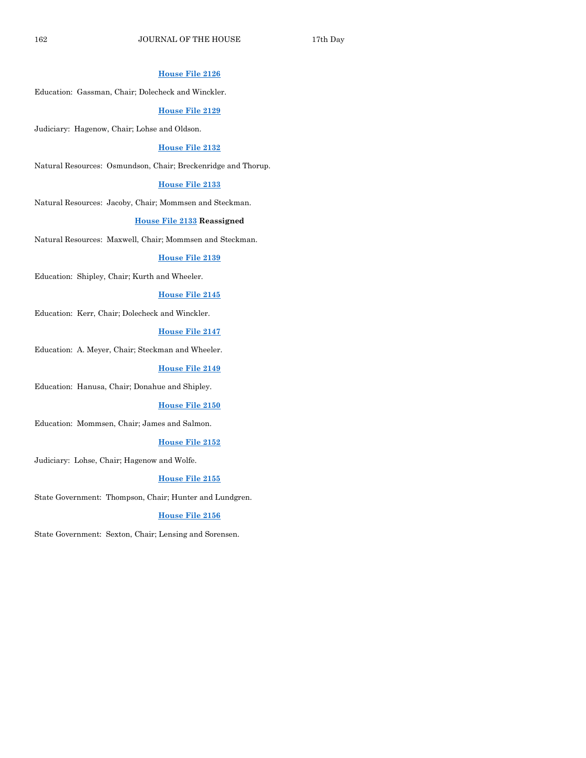**House File 2126**

Education: Gassman, Chair; Dolecheck and Winckler.

**House File 2129**

Judiciary: Hagenow, Chair; Lohse and Oldson.

**House File 2132**

Natural Resources: Osmundson, Chair; Breckenridge and Thorup.

**House File 2133**

Natural Resources: Jacoby, Chair; Mommsen and Steckman.

**House File 2133 Reassigned**

Natural Resources: Maxwell, Chair; Mommsen and Steckman.

**House File 2139**

Education: Shipley, Chair; Kurth and Wheeler.

**House File 2145**

Education: Kerr, Chair; Dolecheck and Winckler.

**House File 2147**

Education: A. Meyer, Chair; Steckman and Wheeler.

**House File 2149**

Education: Hanusa, Chair; Donahue and Shipley.

**House File 2150**

Education: Mommsen, Chair; James and Salmon.

**House File 2152**

Judiciary: Lohse, Chair; Hagenow and Wolfe.

**House File 2155**

State Government: Thompson, Chair; Hunter and Lundgren.

**House File 2156**

State Government: Sexton, Chair; Lensing and Sorensen.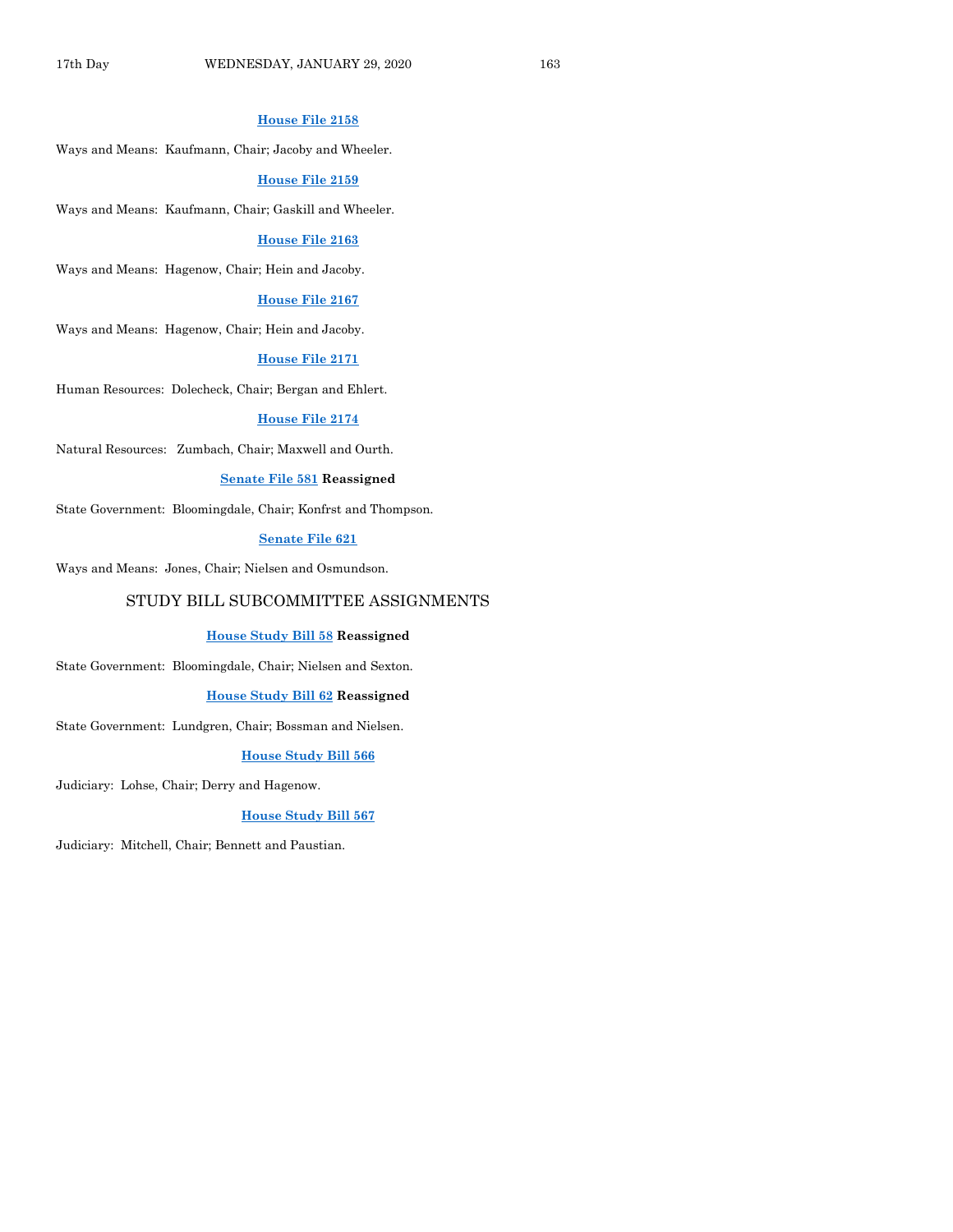**House File 2158**

Ways and Means: Kaufmann, Chair; Jacoby and Wheeler.

**House File 2159**

Ways and Means: Kaufmann, Chair; Gaskill and Wheeler.

**House File 2163**

Ways and Means: Hagenow, Chair; Hein and Jacoby.

**House File 2167**

Ways and Means: Hagenow, Chair; Hein and Jacoby.

**House File 2171**

Human Resources: Dolecheck, Chair; Bergan and Ehlert.

**House File 2174**

Natural Resources: Zumbach, Chair; Maxwell and Ourth.

**Senate File 581 Reassigned**

State Government: Bloomingdale, Chair; Konfrst and Thompson.

**Senate File 621**

Ways and Means: Jones, Chair; Nielsen and Osmundson.

## STUDY BILL SUBCOMMITTEE ASSIGNMENTS

**House Study Bill 58 Reassigned**

State Government: Bloomingdale, Chair; Nielsen and Sexton.

**House Study Bill 62 Reassigned**

State Government: Lundgren, Chair; Bossman and Nielsen.

**House Study Bill 566**

Judiciary: Lohse, Chair; Derry and Hagenow.

**House Study Bill 567**

Judiciary: Mitchell, Chair; Bennett and Paustian.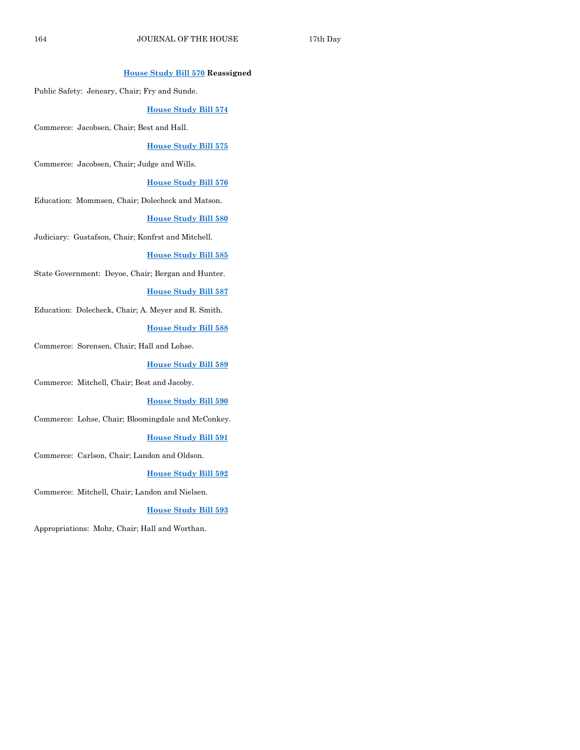**House Study Bill 570 Reassigned**

Public Safety: Jeneary, Chair; Fry and Sunde.

**House Study Bill 574**

Commerce: Jacobsen, Chair; Best and Hall.

**House Study Bill 575**

Commerce: Jacobsen, Chair; Judge and Wills.

**House Study Bill 576**

Education: Mommsen, Chair; Dolecheck and Matson.

**House Study Bill 580**

Judiciary: Gustafson, Chair; Konfrst and Mitchell.

**House Study Bill 585**

State Government: Deyoe, Chair; Bergan and Hunter.

**House Study Bill 587**

Education: Dolecheck, Chair; A. Meyer and R. Smith.

**House Study Bill 588**

Commerce: Sorensen, Chair; Hall and Lohse.

**House Study Bill 589**

Commerce: Mitchell, Chair; Best and Jacoby.

**House Study Bill 590**

Commerce: Lohse, Chair; Bloomingdale and McConkey.

**House Study Bill 591**

Commerce: Carlson, Chair; Landon and Oldson.

**House Study Bill 592**

Commerce: Mitchell, Chair; Landon and Nielsen.

**House Study Bill 593**

Appropriations: Mohr, Chair; Hall and Worthan.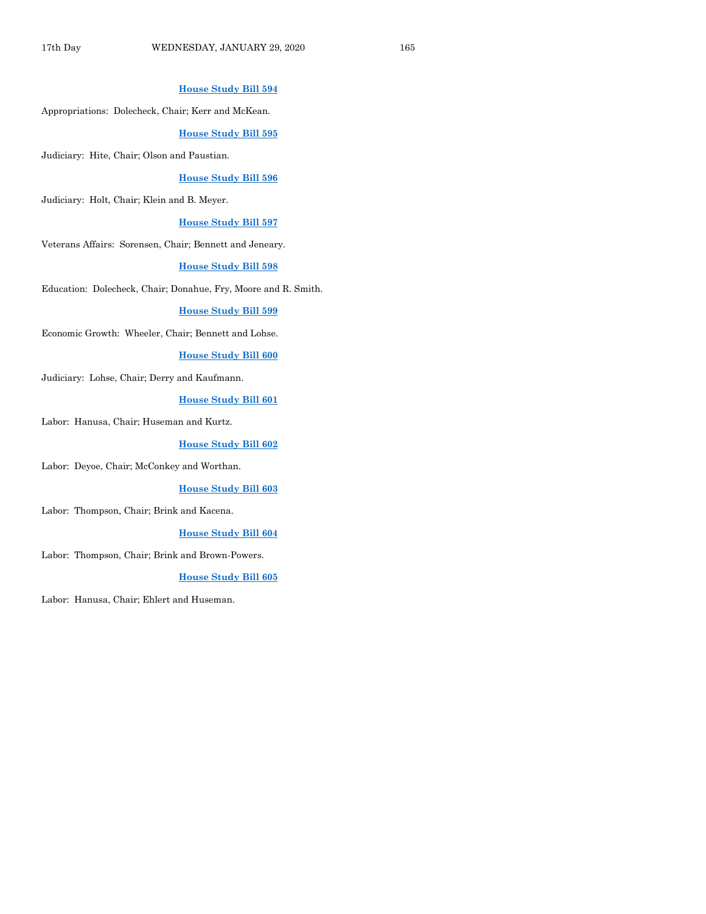**House Study Bill 594**

Appropriations: Dolecheck, Chair; Kerr and McKean.

**House Study Bill 595**

Judiciary: Hite, Chair; Olson and Paustian.

**House Study Bill 596**

Judiciary: Holt, Chair; Klein and B. Meyer.

**House Study Bill 597**

Veterans Affairs: Sorensen, Chair; Bennett and Jeneary.

**House Study Bill 598**

Education: Dolecheck, Chair; Donahue, Fry, Moore and R. Smith.

**House Study Bill 599**

Economic Growth: Wheeler, Chair; Bennett and Lohse.

**House Study Bill 600**

Judiciary: Lohse, Chair; Derry and Kaufmann.

**House Study Bill 601**

Labor: Hanusa, Chair; Huseman and Kurtz.

**House Study Bill 602**

Labor: Deyoe, Chair; McConkey and Worthan.

**House Study Bill 603**

Labor: Thompson, Chair; Brink and Kacena.

**House Study Bill 604**

Labor: Thompson, Chair; Brink and Brown-Powers.

**House Study Bill 605**

Labor: Hanusa, Chair; Ehlert and Huseman.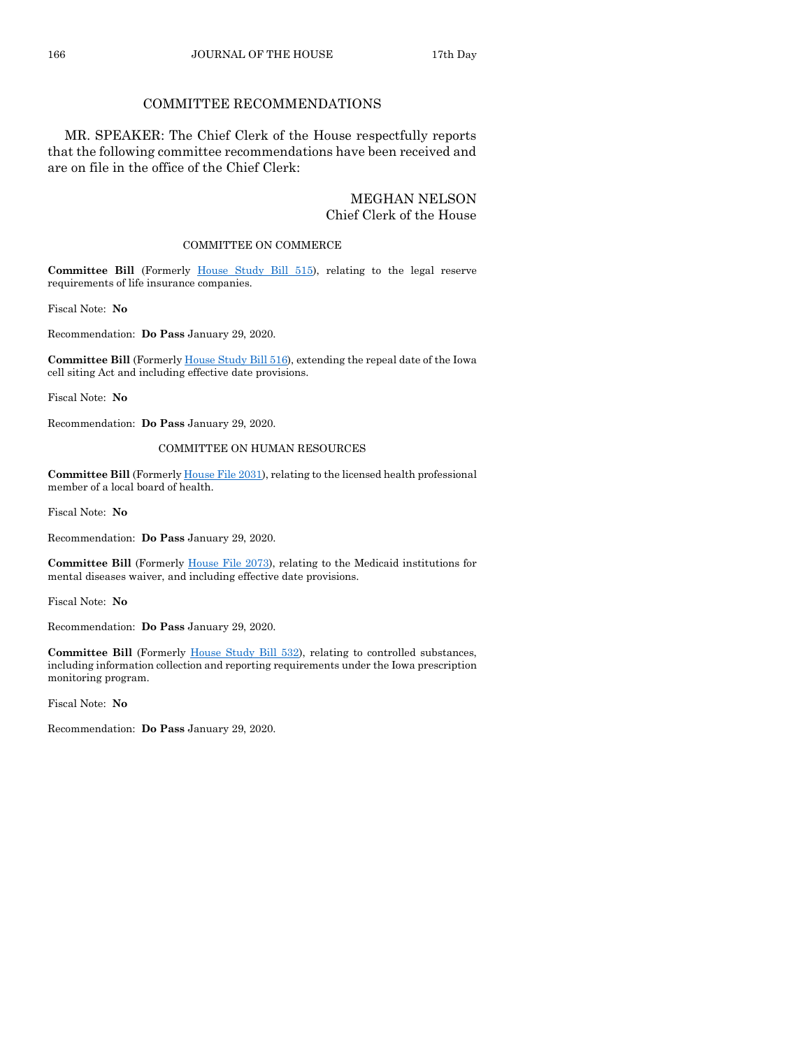## COMMITTEE RECOMMENDATIONS

MR. SPEAKER: The Chief Clerk of the House respectfully reports that the following committee recommendations have been received and are on file in the office of the Chief Clerk:

MEGHAN NELSON
Chief Clerk of the House

### COMMITTEE ON COMMERCE

**Committee Bill** (Formerly House Study Bill 515), relating to the legal reserve requirements of life insurance companies.

Fiscal Note: **No**

Recommendation: **Do Pass** January 29, 2020.

**Committee Bill** (Formerly House Study Bill 516), extending the repeal date of the Iowa cell siting Act and including effective date provisions.

Fiscal Note: **No**

Recommendation: **Do Pass** January 29, 2020.

### COMMITTEE ON HUMAN RESOURCES

**Committee Bill** (Formerly House File 2031), relating to the licensed health professional member of a local board of health.

Fiscal Note: **No**

Recommendation: **Do Pass** January 29, 2020.

**Committee Bill** (Formerly House File 2073), relating to the Medicaid institutions for mental diseases waiver, and including effective date provisions.

Fiscal Note: **No**

Recommendation: **Do Pass** January 29, 2020.

**Committee Bill** (Formerly House Study Bill 532), relating to controlled substances, including information collection and reporting requirements under the Iowa prescription monitoring program.

Fiscal Note: **No**

Recommendation: **Do Pass** January 29, 2020.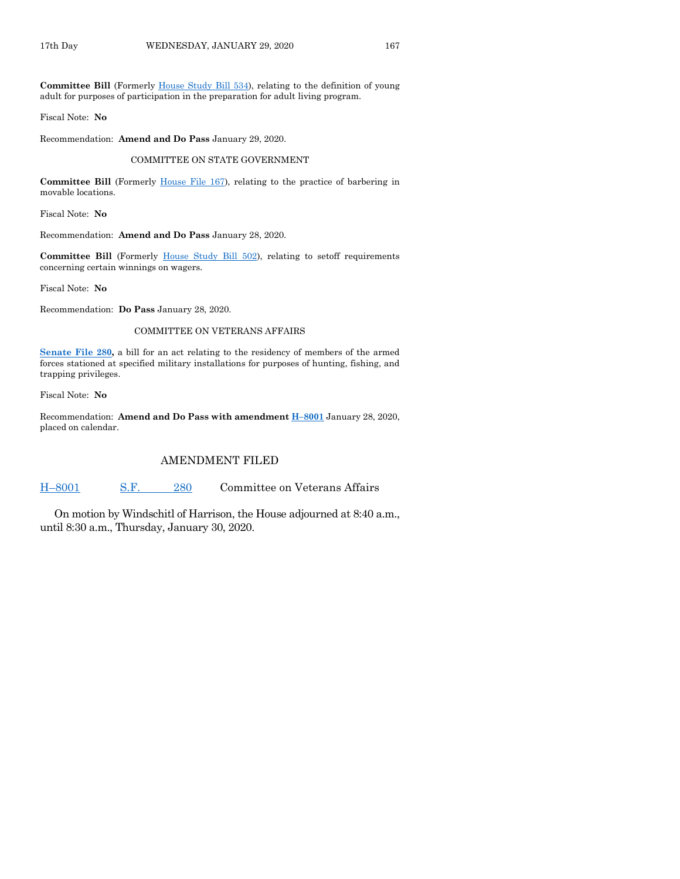**Committee Bill** (Formerly House Study Bill 534), relating to the definition of young adult for purposes of participation in the preparation for adult living program.

Fiscal Note: **No**

Recommendation: **Amend and Do Pass** January 29, 2020.

COMMITTEE ON STATE GOVERNMENT

**Committee Bill** (Formerly House File 167), relating to the practice of barbering in movable locations.

Fiscal Note: **No**

Recommendation: **Amend and Do Pass** January 28, 2020.

**Committee Bill** (Formerly House Study Bill 502), relating to setoff requirements concerning certain winnings on wagers.

Fiscal Note: **No**

Recommendation: **Do Pass** January 28, 2020.

COMMITTEE ON VETERANS AFFAIRS

**Senate File 280,** a bill for an act relating to the residency of members of the armed forces stationed at specified military installations for purposes of hunting, fishing, and trapping privileges.

Fiscal Note: **No**

Recommendation: **Amend and Do Pass with amendment H–8001** January 28, 2020, placed on calendar.

## AMENDMENT FILED

H–8001 S.F. 280 Committee on Veterans Affairs

On motion by Windschitl of Harrison, the House adjourned at 8:40 a.m., until 8:30 a.m., Thursday, January 30, 2020.